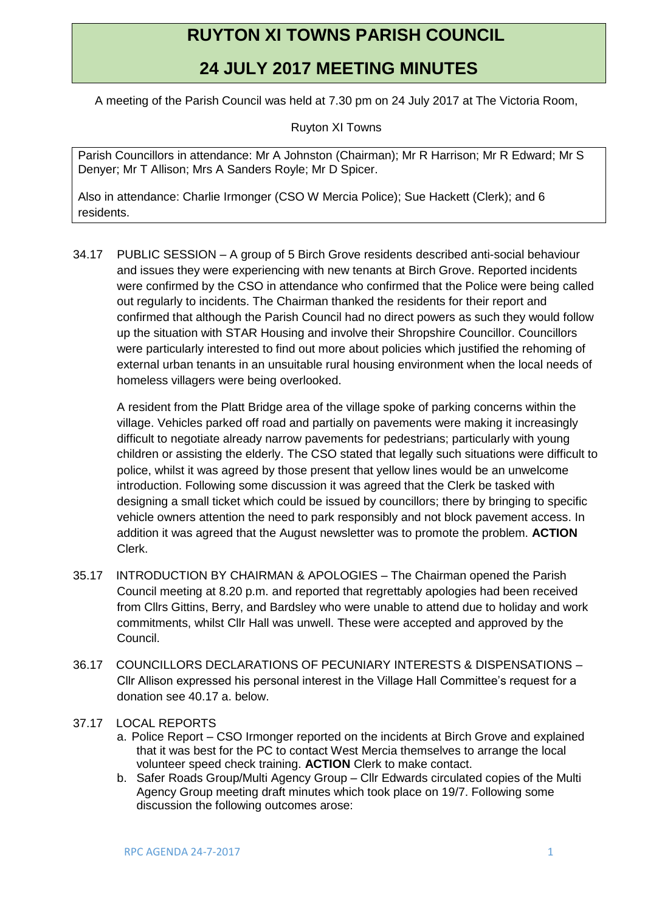# RUYTON XI TOWNS PARISH COUNCIL

## 24 JULY 2017 MEETING MINUTES

A meeting of the Parish Council was held at 7.30 pm on 24 July 2017 at The Victoria Room, Ruyton XI Towns

Parish Councillors in attendance: Mr A Johnston (Chairman); Mr R Harrison; Mr R Edward; Mr S Denyer; Mr T Allison; Mrs A Sanders Royle; Mr D Spicer.

Also in attendance: Charlie Irmonger (CSO W Mercia Police); Sue Hackett (Clerk); and 6 residents.

34.17 PUBLIC SESSION – A group of 5 Birch Grove residents described anti-social behaviour and issues they were experiencing with new tenants at Birch Grove. Reported incidents were confirmed by the CSO in attendance who confirmed that the Police were being called out regularly to incidents. The Chairman thanked the residents for their report and confirmed that although the Parish Council had no direct powers as such they would follow up the situation with STAR Housing and involve their Shropshire Councillor. Councillors were particularly interested to find out more about policies which justified the rehoming of external urban tenants in an unsuitable rural housing environment when the local needs of homeless villagers were being overlooked.

A resident from the Platt Bridge area of the village spoke of parking concerns within the village. Vehicles parked off road and partially on pavements were making it increasingly difficult to negotiate already narrow pavements for pedestrians; particularly with young children or assisting the elderly. The CSO stated that legally such situations were difficult to police, whilst it was agreed by those present that yellow lines would be an unwelcome introduction. Following some discussion it was agreed that the Clerk be tasked with designing a small ticket which could be issued by councillors; there by bringing to specific vehicle owners attention the need to park responsibly and not block pavement access. In addition it was agreed that the August newsletter was to promote the problem. **ACTION** Clerk.

35.17 INTRODUCTION BY CHAIRMAN & APOLOGIES – The Chairman opened the Parish Council meeting at 8.20 p.m. and reported that regrettably apologies had been received from Cllrs Gittins, Berry, and Bardsley who were unable to attend due to holiday and work commitments, whilst Cllr Hall was unwell. These were accepted and approved by the Council.

36.17 COUNCILLORS DECLARATIONS OF PECUNIARY INTERESTS & DISPENSATIONS – Cllr Allison expressed his personal interest in the Village Hall Committee's request for a donation see 40.17 a. below.

37.17 LOCAL REPORTS

a. Police Report – CSO Irmonger reported on the incidents at Birch Grove and explained that it was best for the PC to contact West Mercia themselves to arrange the local volunteer speed check training. **ACTION** Clerk to make contact.
b. Safer Roads Group/Multi Agency Group – Cllr Edwards circulated copies of the Multi Agency Group meeting draft minutes which took place on 19/7. Following some discussion the following outcomes arose: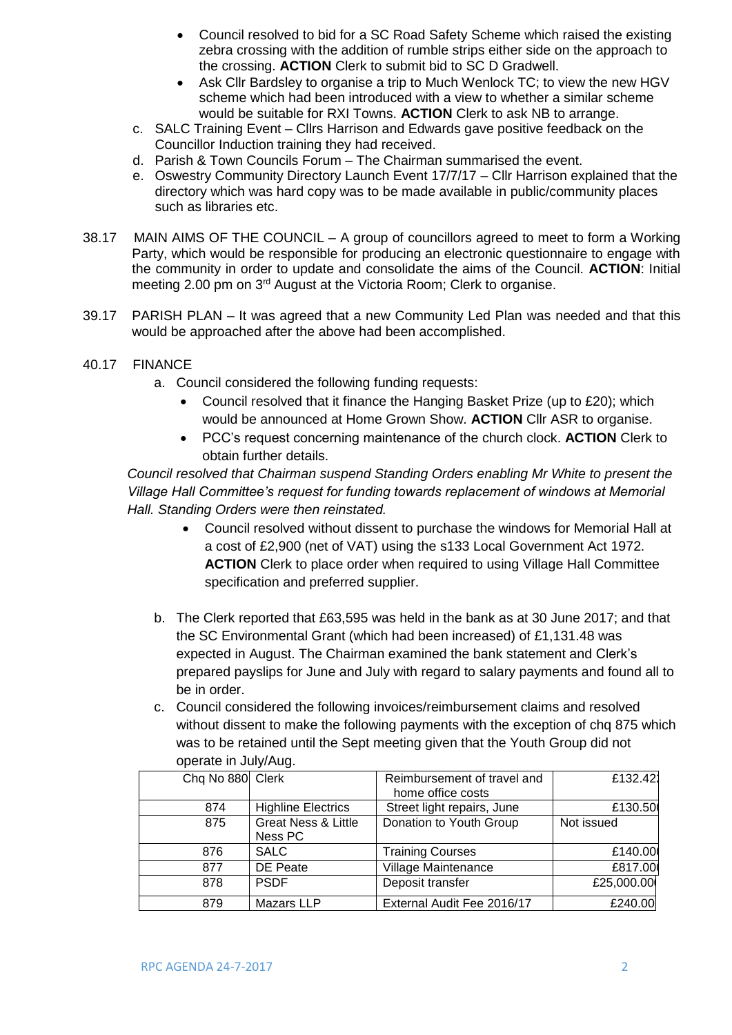- Council resolved to bid for a SC Road Safety Scheme which raised the existing zebra crossing with the addition of rumble strips either side on the approach to the crossing. **ACTION** Clerk to submit bid to SC D Gradwell.
- Ask Cllr Bardsley to organise a trip to Much Wenlock TC; to view the new HGV scheme which had been introduced with a view to whether a similar scheme would be suitable for RXI Towns. **ACTION** Clerk to ask NB to arrange.

c. SALC Training Event – Cllrs Harrison and Edwards gave positive feedback on the Councillor Induction training they had received.

d. Parish & Town Councils Forum – The Chairman summarised the event.

e. Oswestry Community Directory Launch Event 17/7/17 – Cllr Harrison explained that the directory which was hard copy was to be made available in public/community places such as libraries etc.

38.17 MAIN AIMS OF THE COUNCIL – A group of councillors agreed to meet to form a Working Party, which would be responsible for producing an electronic questionnaire to engage with the community in order to update and consolidate the aims of the Council. **ACTION**: Initial meeting 2.00 pm on 3rd August at the Victoria Room; Clerk to organise.

39.17 PARISH PLAN – It was agreed that a new Community Led Plan was needed and that this would be approached after the above had been accomplished.

40.17 FINANCE

a. Council considered the following funding requests:

- Council resolved that it finance the Hanging Basket Prize (up to £20); which would be announced at Home Grown Show. **ACTION** Cllr ASR to organise.
- PCC's request concerning maintenance of the church clock. **ACTION** Clerk to obtain further details.

*Council resolved that Chairman suspend Standing Orders enabling Mr White to present the Village Hall Committee's request for funding towards replacement of windows at Memorial Hall. Standing Orders were then reinstated.*

- Council resolved without dissent to purchase the windows for Memorial Hall at a cost of £2,900 (net of VAT) using the s133 Local Government Act 1972. **ACTION** Clerk to place order when required to using Village Hall Committee specification and preferred supplier.

b. The Clerk reported that £63,595 was held in the bank as at 30 June 2017; and that the SC Environmental Grant (which had been increased) of £1,131.48 was expected in August. The Chairman examined the bank statement and Clerk's prepared payslips for June and July with regard to salary payments and found all to be in order.

c. Council considered the following invoices/reimbursement claims and resolved without dissent to make the following payments with the exception of chq 875 which was to be retained until the Sept meeting given that the Youth Group did not operate in July/Aug.

| Chq No 880 | Clerk | Reimbursement of travel and home office costs | £132.42 |
|---|---|---|---|
| 874 | Highline Electrics | Street light repairs, June | £130.50 |
| 875 | Great Ness & Little Ness PC | Donation to Youth Group | Not issued |
| 876 | SALC | Training Courses | £140.00 |
| 877 | DE Peate | Village Maintenance | £817.00 |
| 878 | PSDF | Deposit transfer | £25,000.00 |
| 879 | Mazars LLP | External Audit Fee 2016/17 | £240.00 |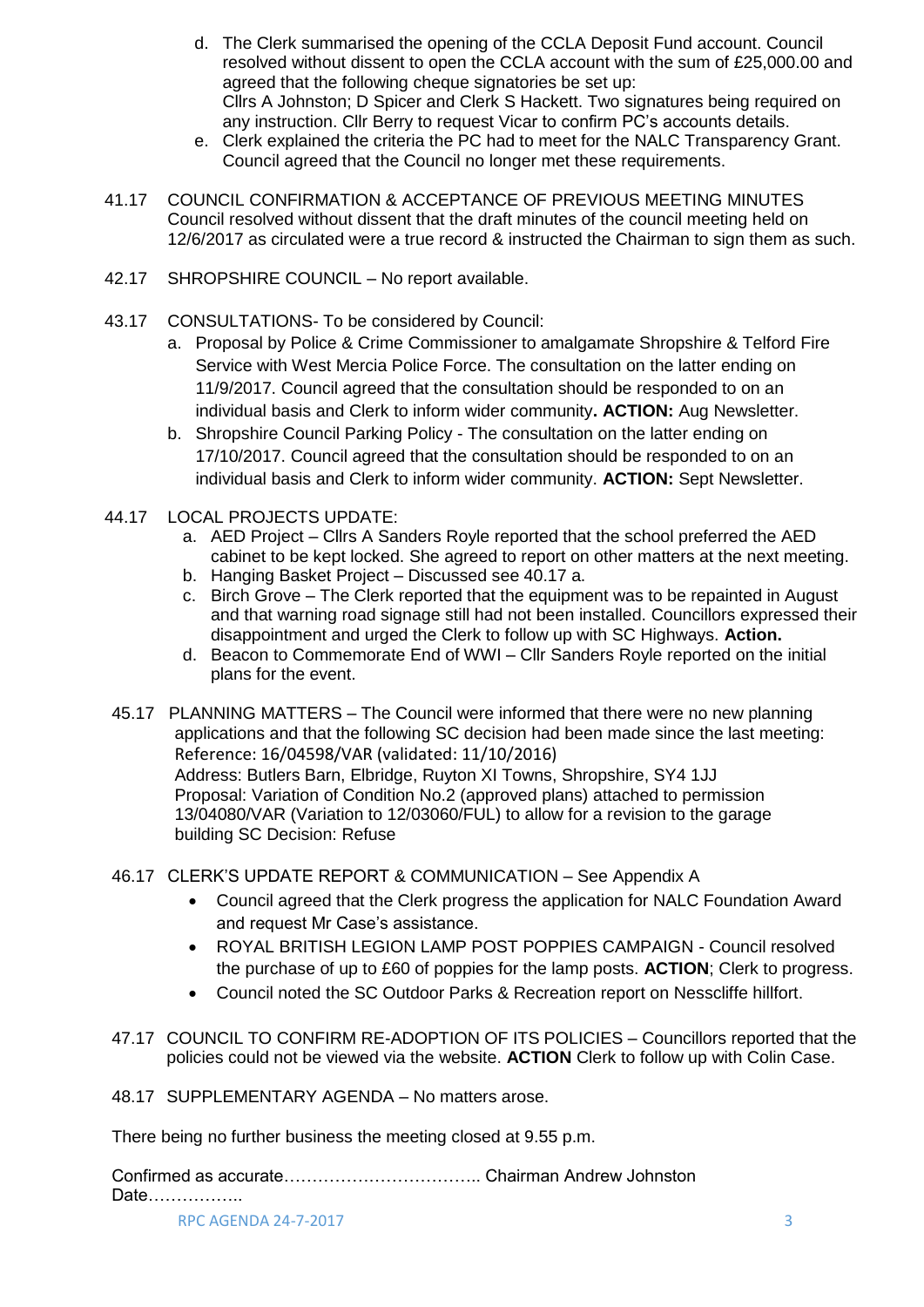d. The Clerk summarised the opening of the CCLA Deposit Fund account. Council resolved without dissent to open the CCLA account with the sum of £25,000.00 and agreed that the following cheque signatories be set up:
   Cllrs A Johnston; D Spicer and Clerk S Hackett. Two signatures being required on any instruction. Cllr Berry to request Vicar to confirm PC's accounts details.
e. Clerk explained the criteria the PC had to meet for the NALC Transparency Grant. Council agreed that the Council no longer met these requirements.

41.17 COUNCIL CONFIRMATION & ACCEPTANCE OF PREVIOUS MEETING MINUTES
Council resolved without dissent that the draft minutes of the council meeting held on 12/6/2017 as circulated were a true record & instructed the Chairman to sign them as such.

42.17 SHROPSHIRE COUNCIL – No report available.

43.17 CONSULTATIONS- To be considered by Council:

a. Proposal by Police & Crime Commissioner to amalgamate Shropshire & Telford Fire Service with West Mercia Police Force. The consultation on the latter ending on 11/9/2017. Council agreed that the consultation should be responded to on an individual basis and Clerk to inform wider community**. ACTION:** Aug Newsletter.
b. Shropshire Council Parking Policy - The consultation on the latter ending on 17/10/2017. Council agreed that the consultation should be responded to on an individual basis and Clerk to inform wider community. **ACTION:** Sept Newsletter.

44.17 LOCAL PROJECTS UPDATE:

a. AED Project – Cllrs A Sanders Royle reported that the school preferred the AED cabinet to be kept locked. She agreed to report on other matters at the next meeting.
b. Hanging Basket Project – Discussed see 40.17 a.
c. Birch Grove – The Clerk reported that the equipment was to be repainted in August and that warning road signage still had not been installed. Councillors expressed their disappointment and urged the Clerk to follow up with SC Highways. **Action.**
d. Beacon to Commemorate End of WWI – Cllr Sanders Royle reported on the initial plans for the event.

45.17 PLANNING MATTERS – The Council were informed that there were no new planning applications and that the following SC decision had been made since the last meeting:
Reference: 16/04598/VAR (validated: 11/10/2016)
Address: Butlers Barn, Elbridge, Ruyton XI Towns, Shropshire, SY4 1JJ
Proposal: Variation of Condition No.2 (approved plans) attached to permission 13/04080/VAR (Variation to 12/03060/FUL) to allow for a revision to the garage building SC Decision: Refuse

46.17 CLERK'S UPDATE REPORT & COMMUNICATION – See Appendix A

- Council agreed that the Clerk progress the application for NALC Foundation Award and request Mr Case's assistance.
- ROYAL BRITISH LEGION LAMP POST POPPIES CAMPAIGN - Council resolved the purchase of up to £60 of poppies for the lamp posts. **ACTION**; Clerk to progress.
- Council noted the SC Outdoor Parks & Recreation report on Nesscliffe hillfort.

47.17 COUNCIL TO CONFIRM RE-ADOPTION OF ITS POLICIES – Councillors reported that the policies could not be viewed via the website. **ACTION** Clerk to follow up with Colin Case.

48.17 SUPPLEMENTARY AGENDA – No matters arose.

There being no further business the meeting closed at 9.55 p.m.

Confirmed as accurate…………………………….. Chairman Andrew Johnston
Date……………..